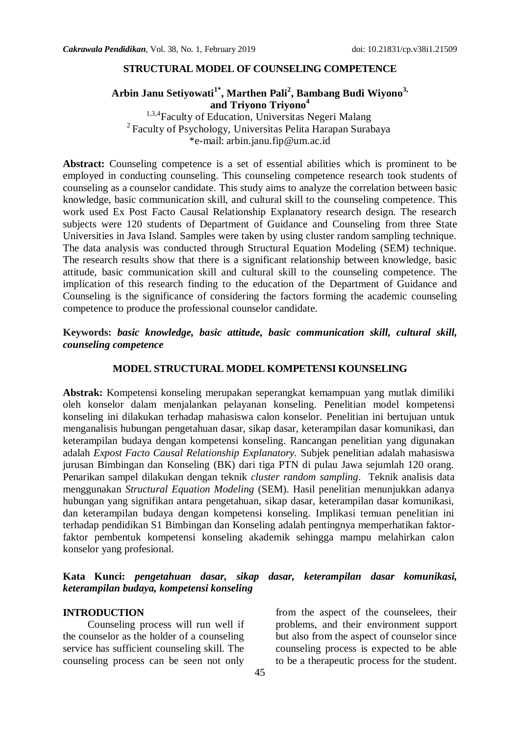# STRUCTURAL MODEL OF COUNSELING COMPETENCE

**Arbin Janu Setiyowati[1*], Marthen Pali[2], Bambang Budi Wiyono[3,] and Triyono Triyono[4]**

[1,3,4]Faculty of Education, Universitas Negeri Malang
[2] Faculty of Psychology, Universitas Pelita Harapan Surabaya
*e-mail: arbin.janu.fip@um.ac.id

**Abstract:** Counseling competence is a set of essential abilities which is prominent to be employed in conducting counseling. This counseling competence research took students of counseling as a counselor candidate. This study aims to analyze the correlation between basic knowledge, basic communication skill, and cultural skill to the counseling competence. This work used Ex Post Facto Causal Relationship Explanatory research design. The research subjects were 120 students of Department of Guidance and Counseling from three State Universities in Java Island. Samples were taken by using cluster random sampling technique. The data analysis was conducted through Structural Equation Modeling (SEM) technique. The research results show that there is a significant relationship between knowledge, basic attitude, basic communication skill and cultural skill to the counseling competence. The implication of this research finding to the education of the Department of Guidance and Counseling is the significance of considering the factors forming the academic counseling competence to produce the professional counselor candidate.

**Keywords:** ***basic knowledge, basic attitude, basic communication skill, cultural skill, counseling competence***

# MODEL STRUCTURAL MODEL KOMPETENSI KOUNSELING

**Abstrak:** Kompetensi konseling merupakan seperangkat kemampuan yang mutlak dimiliki oleh konselor dalam menjalankan pelayanan konseling. Penelitian model kompetensi konseling ini dilakukan terhadap mahasiswa calon konselor. Penelitian ini bertujuan untuk menganalisis hubungan pengetahuan dasar, sikap dasar, keterampilan dasar komunikasi, dan keterampilan budaya dengan kompetensi konseling. Rancangan penelitian yang digunakan adalah *Expost Facto Causal Relationship Explanatory.* Subjek penelitian adalah mahasiswa jurusan Bimbingan dan Konseling (BK) dari tiga PTN di pulau Jawa sejumlah 120 orang. Penarikan sampel dilakukan dengan teknik *cluster random sampling*. Teknik analisis data menggunakan *Structural Equation Modeling* (SEM). Hasil penelitian menunjukkan adanya hubungan yang signifikan antara pengetahuan, sikap dasar, keterampilan dasar komunikasi, dan keterampilan budaya dengan kompetensi konseling. Implikasi temuan penelitian ini terhadap pendidikan S1 Bimbingan dan Konseling adalah pentingnya memperhatikan faktor-faktor pembentuk kompetensi konseling akademik sehingga mampu melahirkan calon konselor yang profesional.

**Kata Kunci:** ***pengetahuan dasar, sikap dasar, keterampilan dasar komunikasi, keterampilan budaya, kompetensi konseling***

## INTRODUCTION

Counseling process will run well if the counselor as the holder of a counseling service has sufficient counseling skill. The counseling process can be seen not only from the aspect of the counselees, their problems, and their environment support but also from the aspect of counselor since counseling process is expected to be able to be a therapeutic process for the student.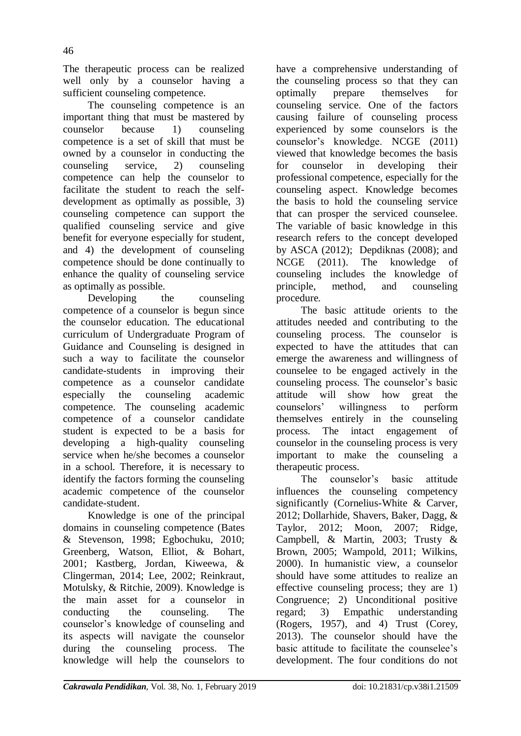The therapeutic process can be realized well only by a counselor having a sufficient counseling competence.

The counseling competence is an important thing that must be mastered by counselor because 1) counseling competence is a set of skill that must be owned by a counselor in conducting the counseling service, 2) counseling competence can help the counselor to facilitate the student to reach the self-development as optimally as possible, 3) counseling competence can support the qualified counseling service and give benefit for everyone especially for student, and 4) the development of counseling competence should be done continually to enhance the quality of counseling service as optimally as possible.

Developing the counseling competence of a counselor is begun since the counselor education. The educational curriculum of Undergraduate Program of Guidance and Counseling is designed in such a way to facilitate the counselor candidate-students in improving their competence as a counselor candidate especially the counseling academic competence. The counseling academic competence of a counselor candidate student is expected to be a basis for developing a high-quality counseling service when he/she becomes a counselor in a school. Therefore, it is necessary to identify the factors forming the counseling academic competence of the counselor candidate-student.

Knowledge is one of the principal domains in counseling competence (Bates & Stevenson, 1998; Egbochuku, 2010; Greenberg, Watson, Elliot, & Bohart, 2001; Kastberg, Jordan, Kiweewa, & Clingerman, 2014; Lee, 2002; Reinkraut, Motulsky, & Ritchie, 2009). Knowledge is the main asset for a counselor in conducting the counseling. The counselor's knowledge of counseling and its aspects will navigate the counselor during the counseling process. The knowledge will help the counselors to have a comprehensive understanding of the counseling process so that they can optimally prepare themselves for counseling service. One of the factors causing failure of counseling process experienced by some counselors is the counselor's knowledge. NCGE (2011) viewed that knowledge becomes the basis for counselor in developing their professional competence, especially for the counseling aspect. Knowledge becomes the basis to hold the counseling service that can prosper the serviced counselee. The variable of basic knowledge in this research refers to the concept developed by ASCA (2012); Depdiknas (2008); and NCGE (2011). The knowledge of counseling includes the knowledge of principle, method, and counseling procedure.

The basic attitude orients to the attitudes needed and contributing to the counseling process. The counselor is expected to have the attitudes that can emerge the awareness and willingness of counselee to be engaged actively in the counseling process. The counselor's basic attitude will show how great the counselors' willingness to perform themselves entirely in the counseling process. The intact engagement of counselor in the counseling process is very important to make the counseling a therapeutic process.

The counselor's basic attitude influences the counseling competency significantly (Cornelius-White & Carver, 2012; Dollarhide, Shavers, Baker, Dagg, & Taylor, 2012; Moon, 2007; Ridge, Campbell, & Martin, 2003; Trusty & Brown, 2005; Wampold, 2011; Wilkins, 2000). In humanistic view, a counselor should have some attitudes to realize an effective counseling process; they are 1) Congruence; 2) Unconditional positive regard; 3) Empathic understanding (Rogers, 1957), and 4) Trust (Corey, 2013). The counselor should have the basic attitude to facilitate the counselee's development. The four conditions do not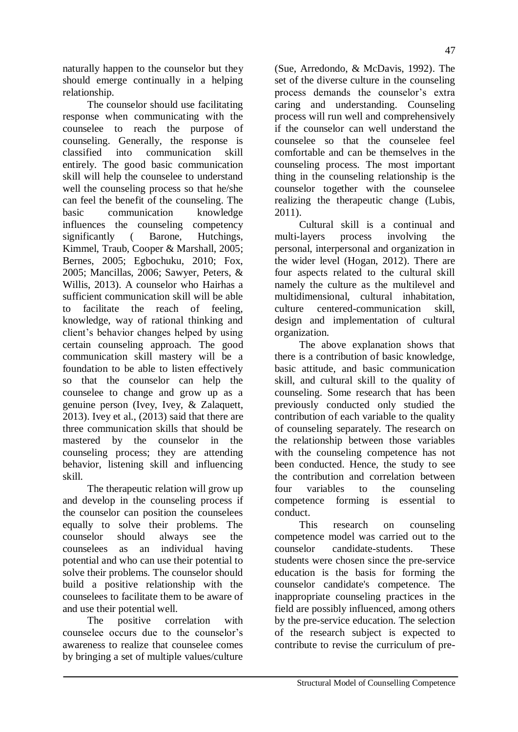naturally happen to the counselor but they should emerge continually in a helping relationship.

The counselor should use facilitating response when communicating with the counselee to reach the purpose of counseling. Generally, the response is classified into communication skill entirely. The good basic communication skill will help the counselee to understand well the counseling process so that he/she can feel the benefit of the counseling. The basic communication knowledge influences the counseling competency significantly ( Barone, Hutchings, Kimmel, Traub, Cooper & Marshall, 2005; Bernes, 2005; Egbochuku, 2010; Fox, 2005; Mancillas, 2006; Sawyer, Peters, & Willis, 2013). A counselor who Hairhas a sufficient communication skill will be able to facilitate the reach of feeling, knowledge, way of rational thinking and client's behavior changes helped by using certain counseling approach. The good communication skill mastery will be a foundation to be able to listen effectively so that the counselor can help the counselee to change and grow up as a genuine person (Ivey, Ivey, & Zalaquett, 2013). Ivey et al., (2013) said that there are three communication skills that should be mastered by the counselor in the counseling process; they are attending behavior, listening skill and influencing skill.

The therapeutic relation will grow up and develop in the counseling process if the counselor can position the counselees equally to solve their problems. The counselor should always see the counselees as an individual having potential and who can use their potential to solve their problems. The counselor should build a positive relationship with the counselees to facilitate them to be aware of and use their potential well.

The positive correlation with counselee occurs due to the counselor's awareness to realize that counselee comes by bringing a set of multiple values/culture (Sue, Arredondo, & McDavis, 1992). The set of the diverse culture in the counseling process demands the counselor's extra caring and understanding. Counseling process will run well and comprehensively if the counselor can well understand the counselee so that the counselee feel comfortable and can be themselves in the counseling process. The most important thing in the counseling relationship is the counselor together with the counselee realizing the therapeutic change (Lubis, 2011).

Cultural skill is a continual and multi-layers process involving the personal, interpersonal and organization in the wider level (Hogan, 2012). There are four aspects related to the cultural skill namely the culture as the multilevel and multidimensional, cultural inhabitation, culture centered-communication skill, design and implementation of cultural organization.

The above explanation shows that there is a contribution of basic knowledge, basic attitude, and basic communication skill, and cultural skill to the quality of counseling. Some research that has been previously conducted only studied the contribution of each variable to the quality of counseling separately. The research on the relationship between those variables with the counseling competence has not been conducted. Hence, the study to see the contribution and correlation between four variables to the counseling competence forming is essential to conduct.

This research on counseling competence model was carried out to the counselor candidate-students. These students were chosen since the pre-service education is the basis for forming the counselor candidate's competence. The inappropriate counseling practices in the field are possibly influenced, among others by the pre-service education. The selection of the research subject is expected to contribute to revise the curriculum of pre-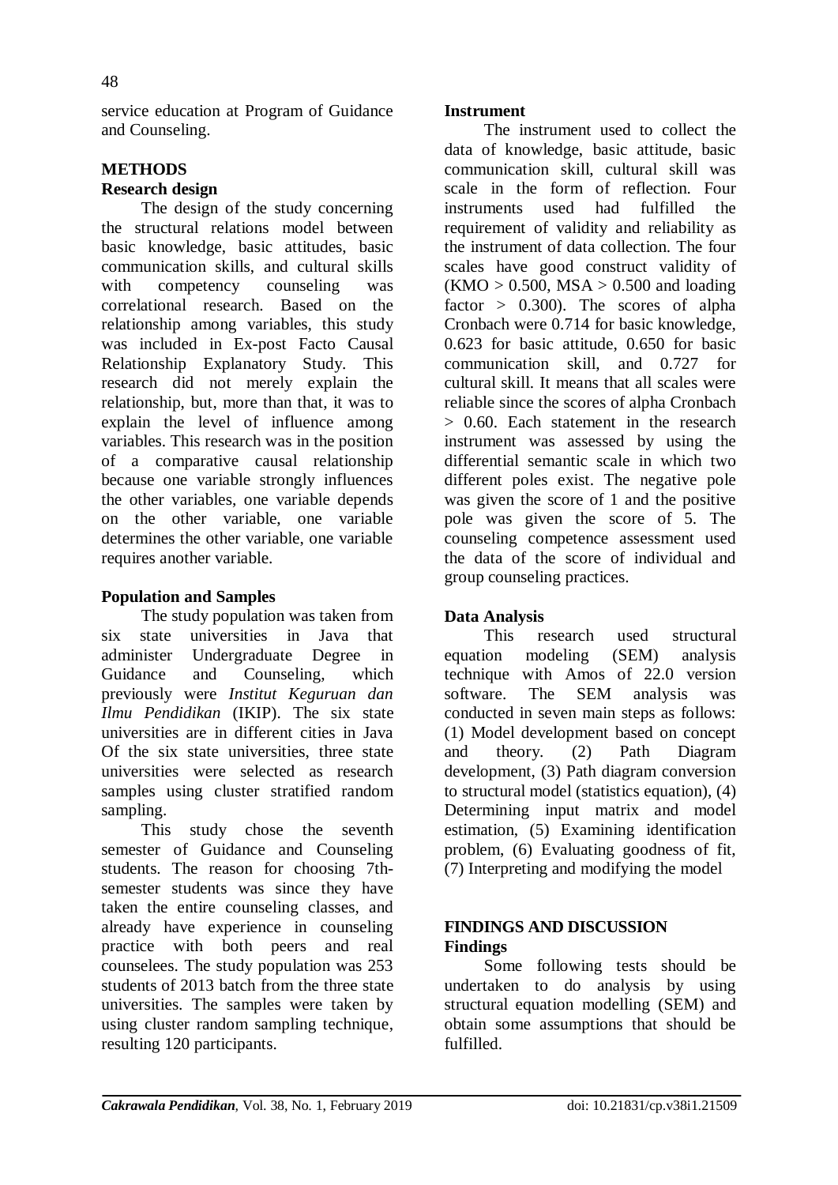service education at Program of Guidance and Counseling.

## METHODS

### Research design

The design of the study concerning the structural relations model between basic knowledge, basic attitudes, basic communication skills, and cultural skills with competency counseling was correlational research. Based on the relationship among variables, this study was included in Ex-post Facto Causal Relationship Explanatory Study. This research did not merely explain the relationship, but, more than that, it was to explain the level of influence among variables. This research was in the position of a comparative causal relationship because one variable strongly influences the other variables, one variable depends on the other variable, one variable determines the other variable, one variable requires another variable.

### Population and Samples

The study population was taken from six state universities in Java that administer Undergraduate Degree in Guidance and Counseling, which previously were *Institut Keguruan dan Ilmu Pendidikan* (IKIP). The six state universities are in different cities in Java Of the six state universities, three state universities were selected as research samples using cluster stratified random sampling.

This study chose the seventh semester of Guidance and Counseling students. The reason for choosing 7th-semester students was since they have taken the entire counseling classes, and already have experience in counseling practice with both peers and real counselees. The study population was 253 students of 2013 batch from the three state universities. The samples were taken by using cluster random sampling technique, resulting 120 participants.

### Instrument

The instrument used to collect the data of knowledge, basic attitude, basic communication skill, cultural skill was scale in the form of reflection. Four instruments used had fulfilled the requirement of validity and reliability as the instrument of data collection. The four scales have good construct validity of (KMO > 0.500, MSA > 0.500 and loading factor > 0.300). The scores of alpha Cronbach were 0.714 for basic knowledge, 0.623 for basic attitude, 0.650 for basic communication skill, and 0.727 for cultural skill. It means that all scales were reliable since the scores of alpha Cronbach > 0.60. Each statement in the research instrument was assessed by using the differential semantic scale in which two different poles exist. The negative pole was given the score of 1 and the positive pole was given the score of 5. The counseling competence assessment used the data of the score of individual and group counseling practices.

### Data Analysis

This research used structural equation modeling (SEM) analysis technique with Amos of 22.0 version software. The SEM analysis was conducted in seven main steps as follows: (1) Model development based on concept and theory. (2) Path Diagram development, (3) Path diagram conversion to structural model (statistics equation), (4) Determining input matrix and model estimation, (5) Examining identification problem, (6) Evaluating goodness of fit, (7) Interpreting and modifying the model

## FINDINGS AND DISCUSSION

### Findings

Some following tests should be undertaken to do analysis by using structural equation modelling (SEM) and obtain some assumptions that should be fulfilled.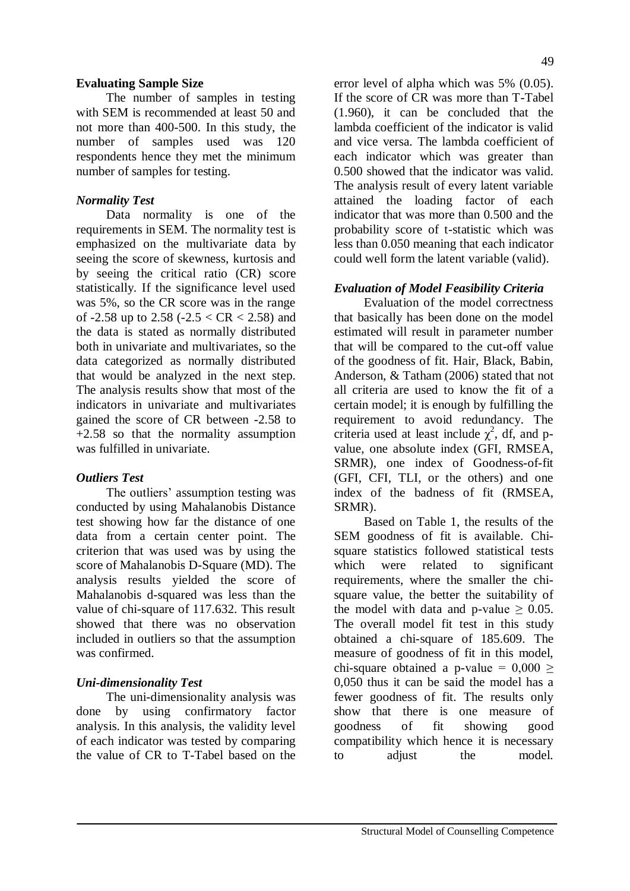**Evaluating Sample Size**

The number of samples in testing with SEM is recommended at least 50 and not more than 400-500. In this study, the number of samples used was 120 respondents hence they met the minimum number of samples for testing.

***Normality Test***

Data normality is one of the requirements in SEM. The normality test is emphasized on the multivariate data by seeing the score of skewness, kurtosis and by seeing the critical ratio (CR) score statistically. If the significance level used was 5%, so the CR score was in the range of -2.58 up to 2.58 (-2.5 < CR < 2.58) and the data is stated as normally distributed both in univariate and multivariates, so the data categorized as normally distributed that would be analyzed in the next step. The analysis results show that most of the indicators in univariate and multivariates gained the score of CR between -2.58 to +2.58 so that the normality assumption was fulfilled in univariate.

***Outliers Test***

The outliers' assumption testing was conducted by using Mahalanobis Distance test showing how far the distance of one data from a certain center point. The criterion that was used was by using the score of Mahalanobis D-Square (MD). The analysis results yielded the score of Mahalanobis d-squared was less than the value of chi-square of 117.632. This result showed that there was no observation included in outliers so that the assumption was confirmed.

***Uni-dimensionality Test***

The uni-dimensionality analysis was done by using confirmatory factor analysis. In this analysis, the validity level of each indicator was tested by comparing the value of CR to T-Tabel based on the error level of alpha which was 5% (0.05). If the score of CR was more than T-Tabel (1.960), it can be concluded that the lambda coefficient of the indicator is valid and vice versa. The lambda coefficient of each indicator which was greater than 0.500 showed that the indicator was valid. The analysis result of every latent variable attained the loading factor of each indicator that was more than 0.500 and the probability score of t-statistic which was less than 0.050 meaning that each indicator could well form the latent variable (valid).

***Evaluation of Model Feasibility Criteria***

Evaluation of the model correctness that basically has been done on the model estimated will result in parameter number that will be compared to the cut-off value of the goodness of fit. Hair, Black, Babin, Anderson, & Tatham (2006) stated that not all criteria are used to know the fit of a certain model; it is enough by fulfilling the requirement to avoid redundancy. The criteria used at least include $\chi^2$, df, and p-value, one absolute index (GFI, RMSEA, SRMR), one index of Goodness-of-fit (GFI, CFI, TLI, or the others) and one index of the badness of fit (RMSEA, SRMR).

Based on Table 1, the results of the SEM goodness of fit is available. Chi-square statistics followed statistical tests which were related to significant requirements, where the smaller the chi-square value, the better the suitability of the model with data and p-value $\geq$ 0.05. The overall model fit test in this study obtained a chi-square of 185.609. The measure of goodness of fit in this model, chi-square obtained a p-value = 0,000 $\geq$ 0,050 thus it can be said the model has a fewer goodness of fit. The results only show that there is one measure of goodness of fit showing good compatibility which hence it is necessary to adjust the model.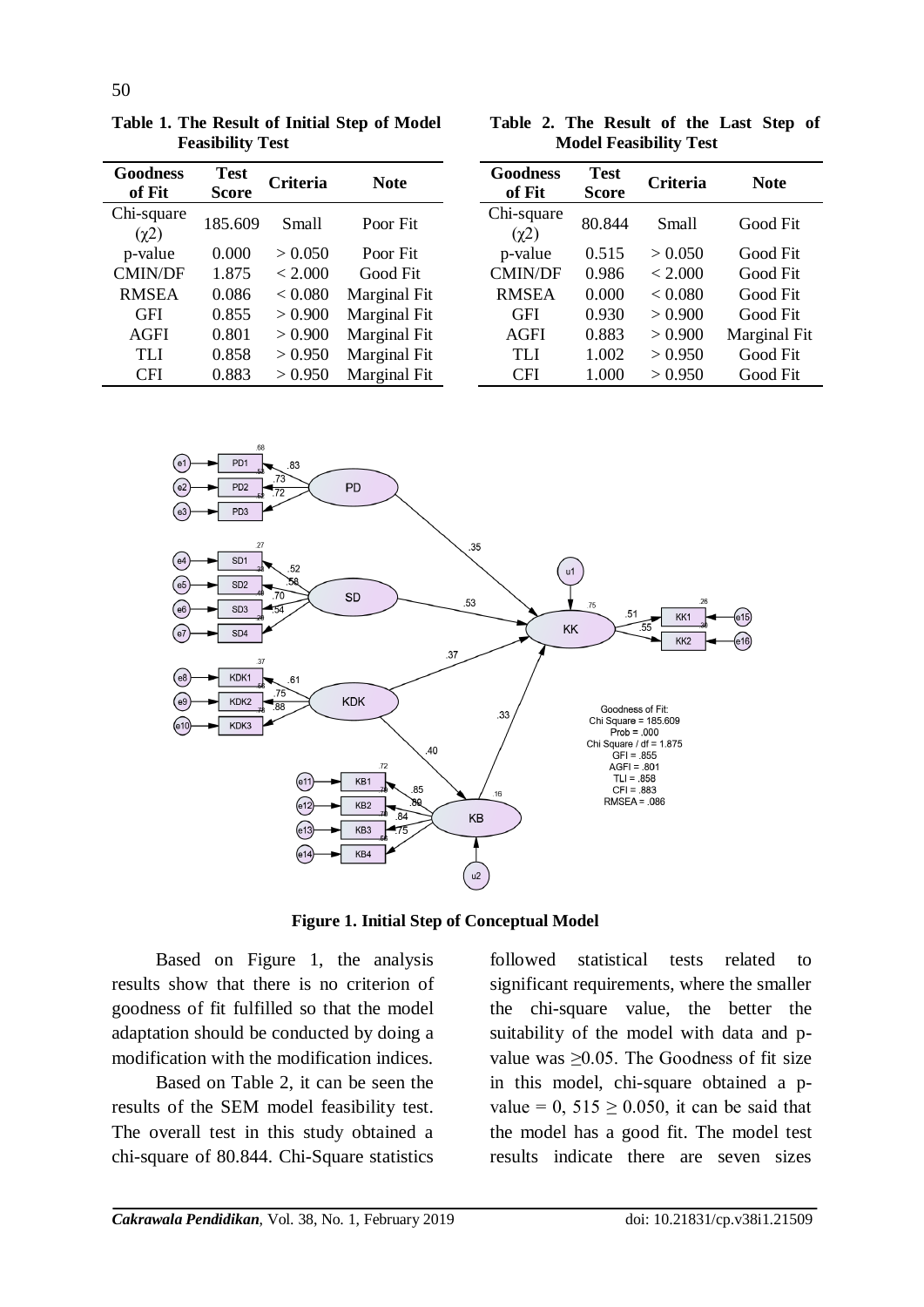**Table 1. The Result of Initial Step of Model Feasibility Test**

| Goodness of Fit | Test Score | Criteria | Note |
|---|---|---|---|
| Chi-square ($\chi 2$) | 185.609 | Small | Poor Fit |
| p-value | 0.000 | > 0.050 | Poor Fit |
| CMIN/DF | 1.875 | < 2.000 | Good Fit |
| RMSEA | 0.086 | < 0.080 | Marginal Fit |
| GFI | 0.855 | > 0.900 | Marginal Fit |
| AGFI | 0.801 | > 0.900 | Marginal Fit |
| TLI | 0.858 | > 0.950 | Marginal Fit |
| CFI | 0.883 | > 0.950 | Marginal Fit |

**Table 2. The Result of the Last Step of Model Feasibility Test**

| Goodness of Fit | Test Score | Criteria | Note |
|---|---|---|---|
| Chi-square ($\chi 2$) | 80.844 | Small | Good Fit |
| p-value | 0.515 | > 0.050 | Good Fit |
| CMIN/DF | 0.986 | < 2.000 | Good Fit |
| RMSEA | 0.000 | < 0.080 | Good Fit |
| GFI | 0.930 | > 0.900 | Good Fit |
| AGFI | 0.883 | > 0.900 | Marginal Fit |
| TLI | 1.002 | > 0.950 | Good Fit |
| CFI | 1.000 | > 0.950 | Good Fit |

**Figure 1. Initial Step of Conceptual Model**

Based on Figure 1, the analysis results show that there is no criterion of goodness of fit fulfilled so that the model adaptation should be conducted by doing a modification with the modification indices.

Based on Table 2, it can be seen the results of the SEM model feasibility test. The overall test in this study obtained a chi-square of 80.844. Chi-Square statistics followed statistical tests related to significant requirements, where the smaller the chi-square value, the better the suitability of the model with data and p-value was ≥0.05. The Goodness of fit size in this model, chi-square obtained a p-value = 0, 515 ≥ 0.050, it can be said that the model has a good fit. The model test results indicate there are seven sizes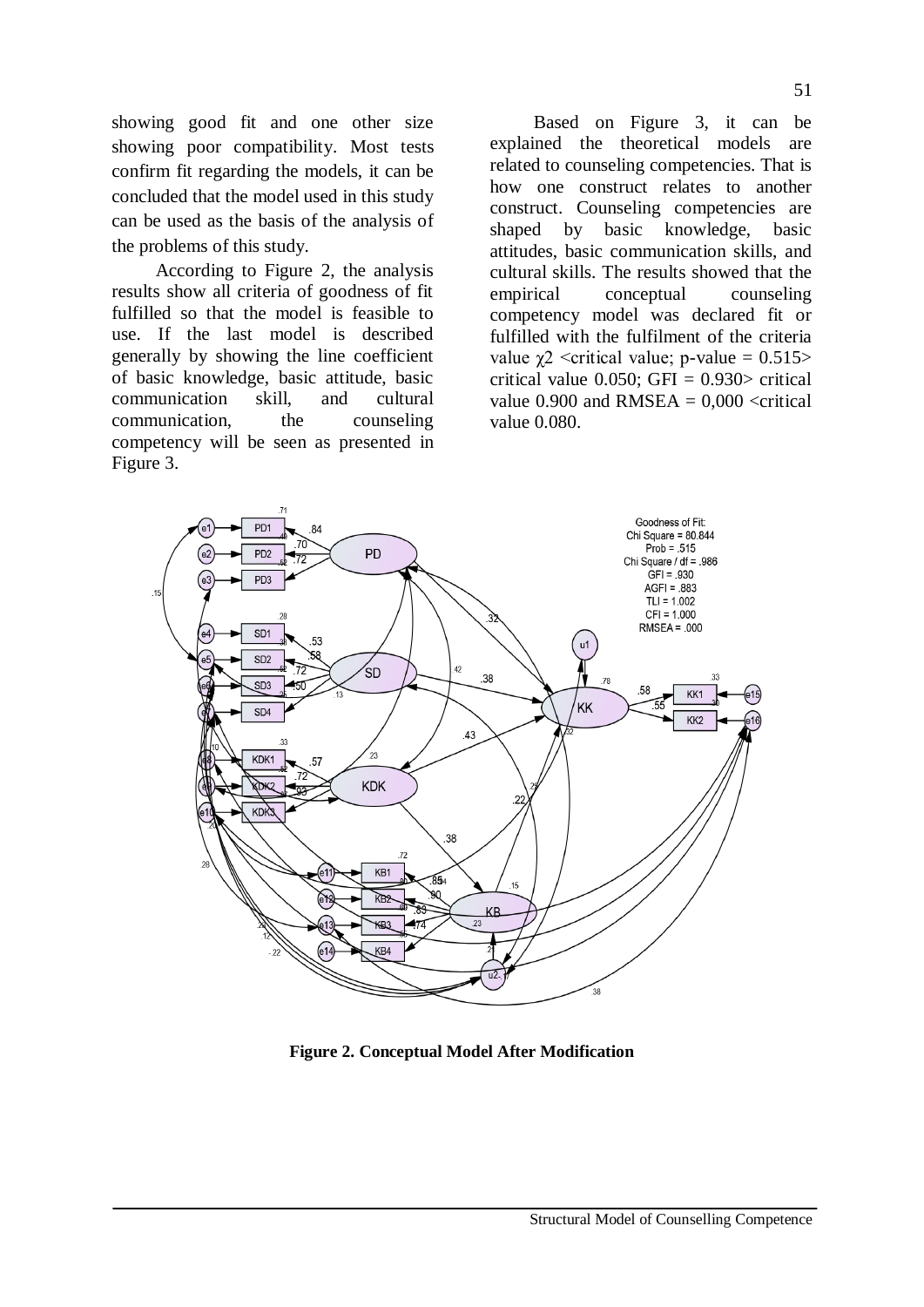showing good fit and one other size showing poor compatibility. Most tests confirm fit regarding the models, it can be concluded that the model used in this study can be used as the basis of the analysis of the problems of this study.

According to Figure 2, the analysis results show all criteria of goodness of fit fulfilled so that the model is feasible to use. If the last model is described generally by showing the line coefficient of basic knowledge, basic attitude, basic communication skill, and cultural communication, the counseling competency will be seen as presented in Figure 3.

Based on Figure 3, it can be explained the theoretical models are related to counseling competencies. That is how one construct relates to another construct. Counseling competencies are shaped by basic knowledge, basic attitudes, basic communication skills, and cultural skills. The results showed that the empirical conceptual counseling competency model was declared fit or fulfilled with the fulfilment of the criteria value $\chi 2$ <critical value; p-value = 0.515> critical value 0.050; GFI = 0.930> critical value 0.900 and RMSEA = 0,000 <critical value 0.080.

**Figure 2. Conceptual Model After Modification**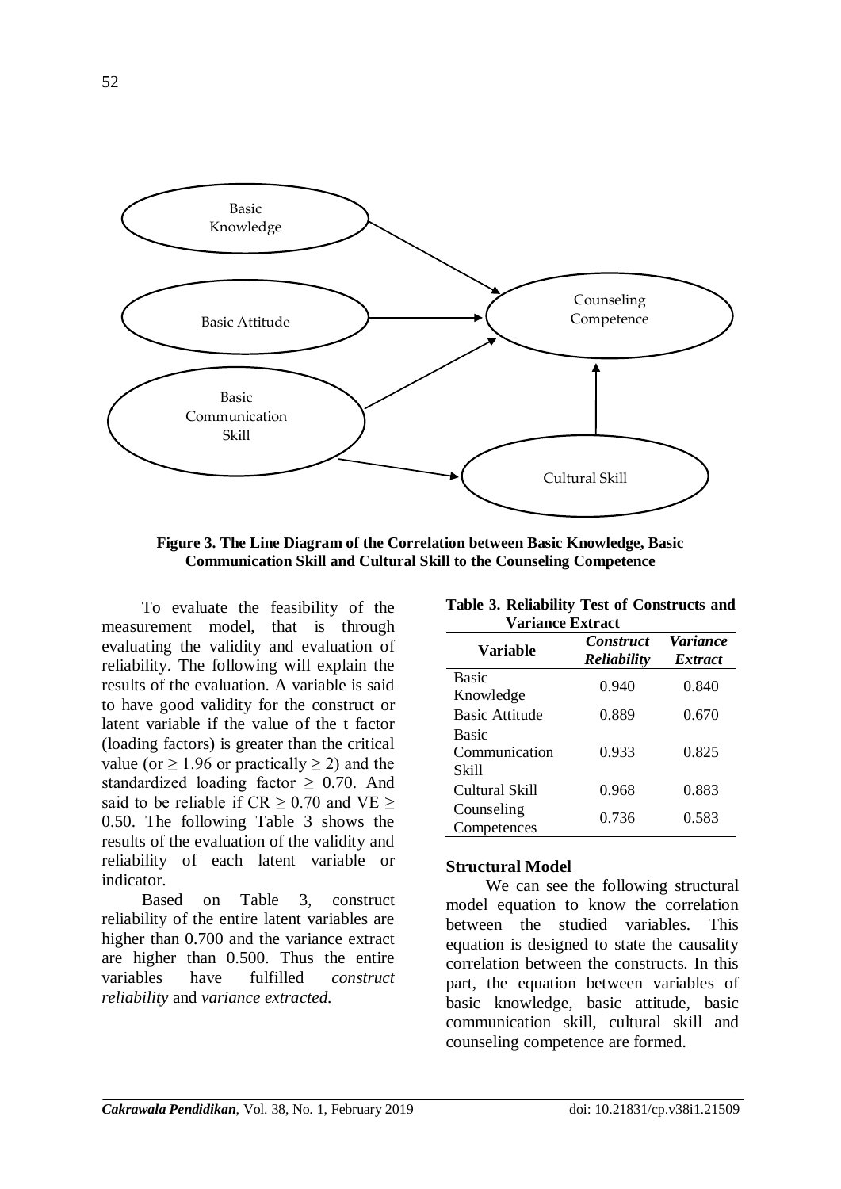**Figure 3. The Line Diagram of the Correlation between Basic Knowledge, Basic Communication Skill and Cultural Skill to the Counseling Competence**

To evaluate the feasibility of the measurement model, that is through evaluating the validity and evaluation of reliability. The following will explain the results of the evaluation. A variable is said to have good validity for the construct or latent variable if the value of the t factor (loading factors) is greater than the critical value (or $\geq 1.96$ or practically $\geq 2$) and the standardized loading factor $\geq 0.70$. And said to be reliable if CR $\geq 0.70$ and VE $\geq 0.50$. The following Table 3 shows the results of the evaluation of the validity and reliability of each latent variable or indicator.

Based on Table 3, construct reliability of the entire latent variables are higher than 0.700 and the variance extract are higher than 0.500. Thus the entire variables have fulfilled *construct reliability* and *variance extracted.*

**Table 3. Reliability Test of Constructs and Variance Extract**

| Variable | *Construct Reliability* | *Variance Extract* |
|---|---|---|
| Basic Knowledge | 0.940 | 0.840 |
| Basic Attitude | 0.889 | 0.670 |
| Basic Communication Skill | 0.933 | 0.825 |
| Cultural Skill | 0.968 | 0.883 |
| Counseling Competences | 0.736 | 0.583 |

### Structural Model

We can see the following structural model equation to know the correlation between the studied variables. This equation is designed to state the causality correlation between the constructs. In this part, the equation between variables of basic knowledge, basic attitude, basic communication skill, cultural skill and counseling competence are formed.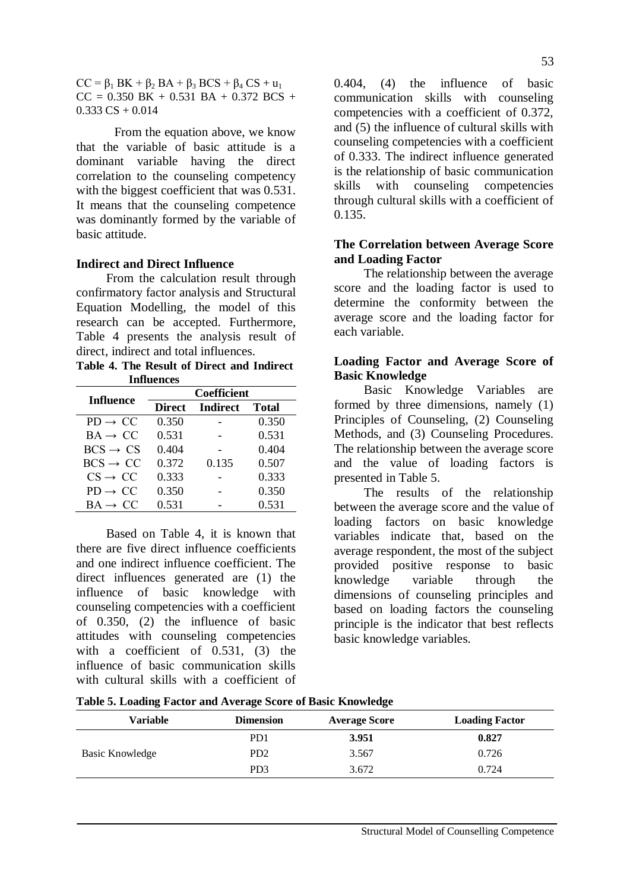$$CC = \beta_1 BK + \beta_2 BA + \beta_3 BCS + \beta_4 CS + u_1$$
$$CC = 0.350\ BK + 0.531\ BA + 0.372\ BCS + 0.333\ CS + 0.014$$

From the equation above, we know that the variable of basic attitude is a dominant variable having the direct correlation to the counseling competency with the biggest coefficient that was 0.531. It means that the counseling competence was dominantly formed by the variable of basic attitude.

**Indirect and Direct Influence**

From the calculation result through confirmatory factor analysis and Structural Equation Modelling, the model of this research can be accepted. Furthermore, Table 4 presents the analysis result of direct, indirect and total influences.

**Table 4. The Result of Direct and Indirect Influences**

| Influence | Coefficient | | |
|---|---|---|---|
| | Direct | Indirect | Total |
| PD → CC | 0.350 | - | 0.350 |
| BA → CC | 0.531 | - | 0.531 |
| BCS → CS | 0.404 | - | 0.404 |
| BCS → CC | 0.372 | 0.135 | 0.507 |
| CS → CC | 0.333 | - | 0.333 |
| PD → CC | 0.350 | - | 0.350 |
| BA → CC | 0.531 | - | 0.531 |

Based on Table 4, it is known that there are five direct influence coefficients and one indirect influence coefficient. The direct influences generated are (1) the influence of basic knowledge with counseling competencies with a coefficient of 0.350, (2) the influence of basic attitudes with counseling competencies with a coefficient of 0.531, (3) the influence of basic communication skills with cultural skills with a coefficient of 0.404, (4) the influence of basic communication skills with counseling competencies with a coefficient of 0.372, and (5) the influence of cultural skills with counseling competencies with a coefficient of 0.333. The indirect influence generated is the relationship of basic communication skills with counseling competencies through cultural skills with a coefficient of 0.135.

**The Correlation between Average Score and Loading Factor**

The relationship between the average score and the loading factor is used to determine the conformity between the average score and the loading factor for each variable.

**Loading Factor and Average Score of Basic Knowledge**

Basic Knowledge Variables are formed by three dimensions, namely (1) Principles of Counseling, (2) Counseling Methods, and (3) Counseling Procedures. The relationship between the average score and the value of loading factors is presented in Table 5.

The results of the relationship between the average score and the value of loading factors on basic knowledge variables indicate that, based on the average respondent, the most of the subject provided positive response to basic knowledge variable through the dimensions of counseling principles and based on loading factors the counseling principle is the indicator that best reflects basic knowledge variables.

**Table 5. Loading Factor and Average Score of Basic Knowledge**

| Variable | Dimension | Average Score | Loading Factor |
|---|---|---|---|
| Basic Knowledge | PD1 | **3.951** | **0.827** |
| | PD2 | 3.567 | 0.726 |
| | PD3 | 3.672 | 0.724 |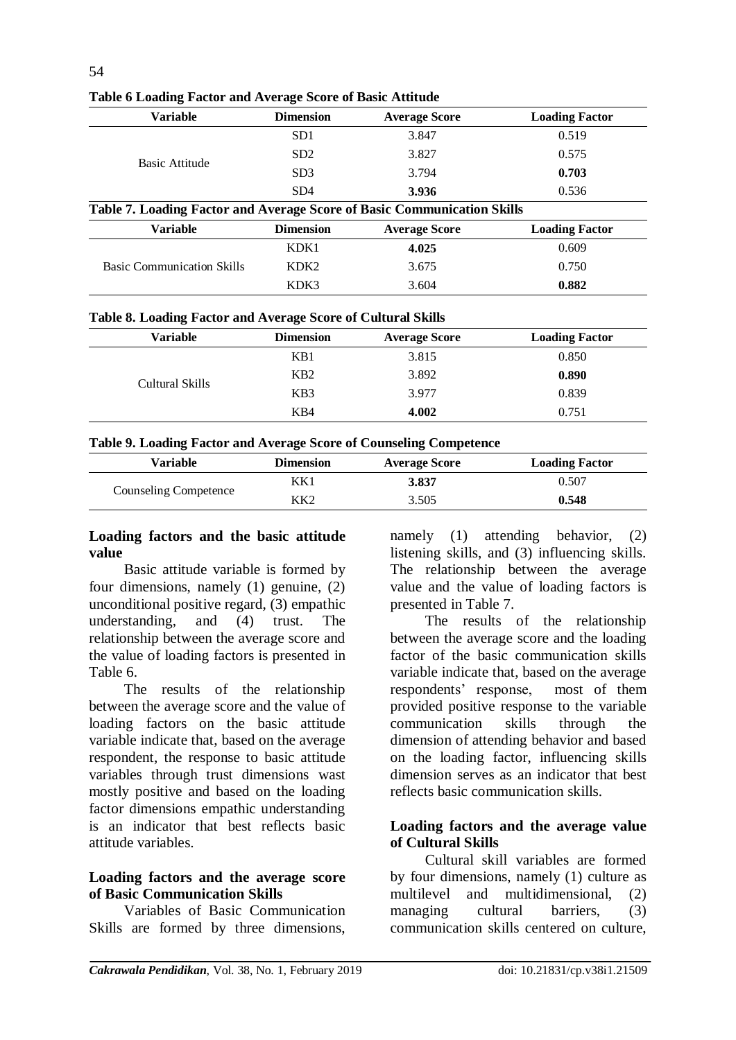**Table 6 Loading Factor and Average Score of Basic Attitude**

| Variable | Dimension | Average Score | Loading Factor |
|---|---|---|---|
| Basic Attitude | SD1 | 3.847 | 0.519 |
| | SD2 | 3.827 | 0.575 |
| | SD3 | 3.794 | **0.703** |
| | SD4 | **3.936** | 0.536 |

**Table 7. Loading Factor and Average Score of Basic Communication Skills**

| Variable | Dimension | Average Score | Loading Factor |
|---|---|---|---|
| Basic Communication Skills | KDK1 | **4.025** | 0.609 |
| | KDK2 | 3.675 | 0.750 |
| | KDK3 | 3.604 | **0.882** |

**Table 8. Loading Factor and Average Score of Cultural Skills**

| Variable | Dimension | Average Score | Loading Factor |
|---|---|---|---|
| Cultural Skills | KB1 | 3.815 | 0.850 |
| | KB2 | 3.892 | **0.890** |
| | KB3 | 3.977 | 0.839 |
| | KB4 | **4.002** | 0.751 |

**Table 9. Loading Factor and Average Score of Counseling Competence**

| Variable | Dimension | Average Score | Loading Factor |
|---|---|---|---|
| Counseling Competence | KK1 | **3.837** | 0.507 |
| | KK2 | 3.505 | **0.548** |

**Loading factors and the basic attitude value**

Basic attitude variable is formed by four dimensions, namely (1) genuine, (2) unconditional positive regard, (3) empathic understanding, and (4) trust. The relationship between the average score and the value of loading factors is presented in Table 6.

The results of the relationship between the average score and the value of loading factors on the basic attitude variable indicate that, based on the average respondent, the response to basic attitude variables through trust dimensions wast mostly positive and based on the loading factor dimensions empathic understanding is an indicator that best reflects basic attitude variables.

**Loading factors and the average score of Basic Communication Skills**

Variables of Basic Communication Skills are formed by three dimensions, namely (1) attending behavior, (2) listening skills, and (3) influencing skills. The relationship between the average value and the value of loading factors is presented in Table 7.

The results of the relationship between the average score and the loading factor of the basic communication skills variable indicate that, based on the average respondents' response, most of them provided positive response to the variable communication skills through the dimension of attending behavior and based on the loading factor, influencing skills dimension serves as an indicator that best reflects basic communication skills.

**Loading factors and the average value of Cultural Skills**

Cultural skill variables are formed by four dimensions, namely (1) culture as multilevel and multidimensional, (2) managing cultural barriers, (3) communication skills centered on culture,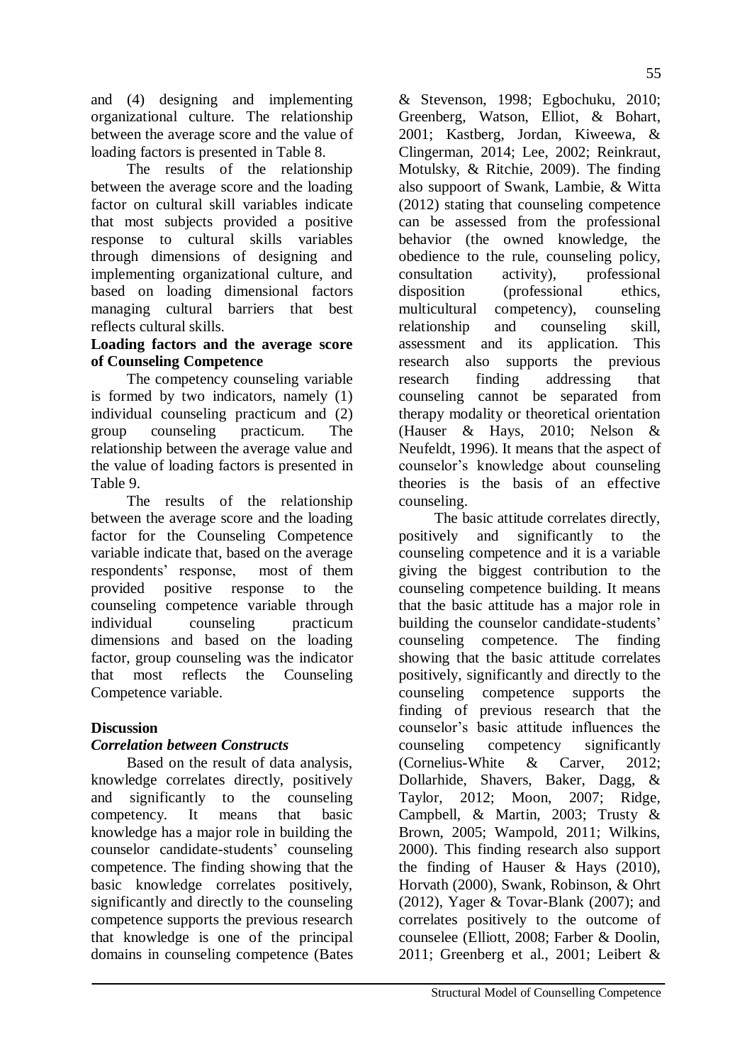and (4) designing and implementing organizational culture. The relationship between the average score and the value of loading factors is presented in Table 8.

The results of the relationship between the average score and the loading factor on cultural skill variables indicate that most subjects provided a positive response to cultural skills variables through dimensions of designing and implementing organizational culture, and based on loading dimensional factors managing cultural barriers that best reflects cultural skills.

**Loading factors and the average score of Counseling Competence**

The competency counseling variable is formed by two indicators, namely (1) individual counseling practicum and (2) group counseling practicum. The relationship between the average value and the value of loading factors is presented in Table 9.

The results of the relationship between the average score and the loading factor for the Counseling Competence variable indicate that, based on the average respondents' response, most of them provided positive response to the counseling competence variable through individual counseling practicum dimensions and based on the loading factor, group counseling was the indicator that most reflects the Counseling Competence variable.

## Discussion

### *Correlation between Constructs*

Based on the result of data analysis, knowledge correlates directly, positively and significantly to the counseling competency. It means that basic knowledge has a major role in building the counselor candidate-students' counseling competence. The finding showing that the basic knowledge correlates positively, significantly and directly to the counseling competence supports the previous research that knowledge is one of the principal domains in counseling competence (Bates & Stevenson, 1998; Egbochuku, 2010; Greenberg, Watson, Elliot, & Bohart, 2001; Kastberg, Jordan, Kiweewa, & Clingerman, 2014; Lee, 2002; Reinkraut, Motulsky, & Ritchie, 2009). The finding also suppoort of Swank, Lambie, & Witta (2012) stating that counseling competence can be assessed from the professional behavior (the owned knowledge, the obedience to the rule, counseling policy, consultation activity), professional disposition (professional ethics, multicultural competency), counseling relationship and counseling skill, assessment and its application. This research also supports the previous research finding addressing that counseling cannot be separated from therapy modality or theoretical orientation (Hauser & Hays, 2010; Nelson & Neufeldt, 1996). It means that the aspect of counselor's knowledge about counseling theories is the basis of an effective counseling.

The basic attitude correlates directly, positively and significantly to the counseling competence and it is a variable giving the biggest contribution to the counseling competence building. It means that the basic attitude has a major role in building the counselor candidate-students' counseling competence. The finding showing that the basic attitude correlates positively, significantly and directly to the counseling competence supports the finding of previous research that the counselor's basic attitude influences the counseling competency significantly (Cornelius-White & Carver, 2012; Dollarhide, Shavers, Baker, Dagg, & Taylor, 2012; Moon, 2007; Ridge, Campbell, & Martin, 2003; Trusty & Brown, 2005; Wampold, 2011; Wilkins, 2000). This finding research also support the finding of Hauser & Hays (2010), Horvath (2000), Swank, Robinson, & Ohrt (2012), Yager & Tovar-Blank (2007); and correlates positively to the outcome of counselee (Elliott, 2008; Farber & Doolin, 2011; Greenberg et al., 2001; Leibert &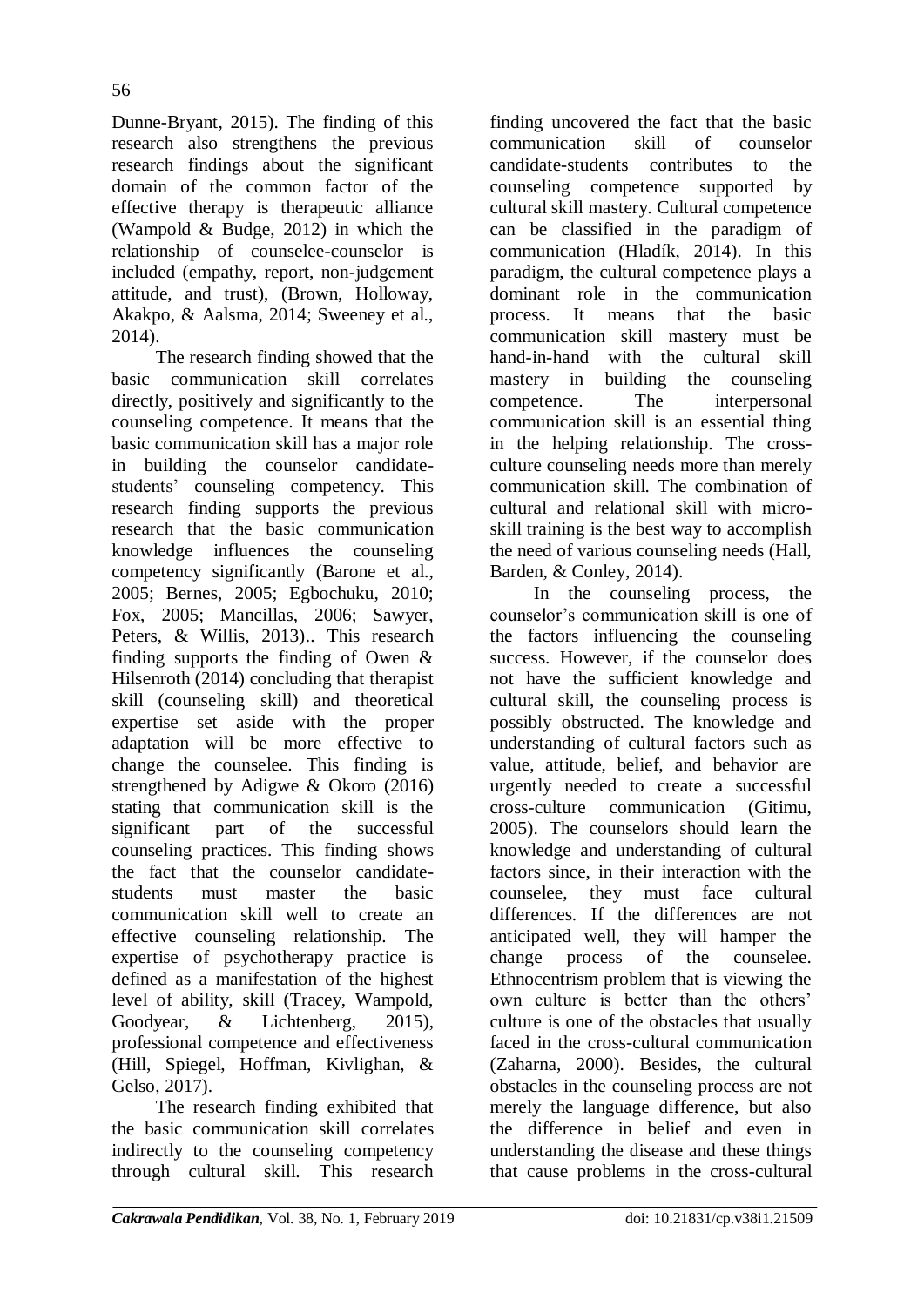Dunne-Bryant, 2015). The finding of this research also strengthens the previous research findings about the significant domain of the common factor of the effective therapy is therapeutic alliance (Wampold & Budge, 2012) in which the relationship of counselee-counselor is included (empathy, report, non-judgement attitude, and trust), (Brown, Holloway, Akakpo, & Aalsma, 2014; Sweeney et al., 2014).

The research finding showed that the basic communication skill correlates directly, positively and significantly to the counseling competence. It means that the basic communication skill has a major role in building the counselor candidate-students' counseling competency. This research finding supports the previous research that the basic communication knowledge influences the counseling competency significantly (Barone et al., 2005; Bernes, 2005; Egbochuku, 2010; Fox, 2005; Mancillas, 2006; Sawyer, Peters, & Willis, 2013).. This research finding supports the finding of Owen & Hilsenroth (2014) concluding that therapist skill (counseling skill) and theoretical expertise set aside with the proper adaptation will be more effective to change the counselee. This finding is strengthened by Adigwe & Okoro (2016) stating that communication skill is the significant part of the successful counseling practices. This finding shows the fact that the counselor candidate-students must master the basic communication skill well to create an effective counseling relationship. The expertise of psychotherapy practice is defined as a manifestation of the highest level of ability, skill (Tracey, Wampold, Goodyear, & Lichtenberg, 2015), professional competence and effectiveness (Hill, Spiegel, Hoffman, Kivlighan, & Gelso, 2017).

The research finding exhibited that the basic communication skill correlates indirectly to the counseling competency through cultural skill. This research finding uncovered the fact that the basic communication skill of counselor candidate-students contributes to the counseling competence supported by cultural skill mastery. Cultural competence can be classified in the paradigm of communication (Hladík, 2014). In this paradigm, the cultural competence plays a dominant role in the communication process. It means that the basic communication skill mastery must be hand-in-hand with the cultural skill mastery in building the counseling competence. The interpersonal communication skill is an essential thing in the helping relationship. The cross-culture counseling needs more than merely communication skill. The combination of cultural and relational skill with micro-skill training is the best way to accomplish the need of various counseling needs (Hall, Barden, & Conley, 2014).

In the counseling process, the counselor's communication skill is one of the factors influencing the counseling success. However, if the counselor does not have the sufficient knowledge and cultural skill, the counseling process is possibly obstructed. The knowledge and understanding of cultural factors such as value, attitude, belief, and behavior are urgently needed to create a successful cross-culture communication (Gitimu, 2005). The counselors should learn the knowledge and understanding of cultural factors since, in their interaction with the counselee, they must face cultural differences. If the differences are not anticipated well, they will hamper the change process of the counselee. Ethnocentrism problem that is viewing the own culture is better than the others' culture is one of the obstacles that usually faced in the cross-cultural communication (Zaharna, 2000). Besides, the cultural obstacles in the counseling process are not merely the language difference, but also the difference in belief and even in understanding the disease and these things that cause problems in the cross-cultural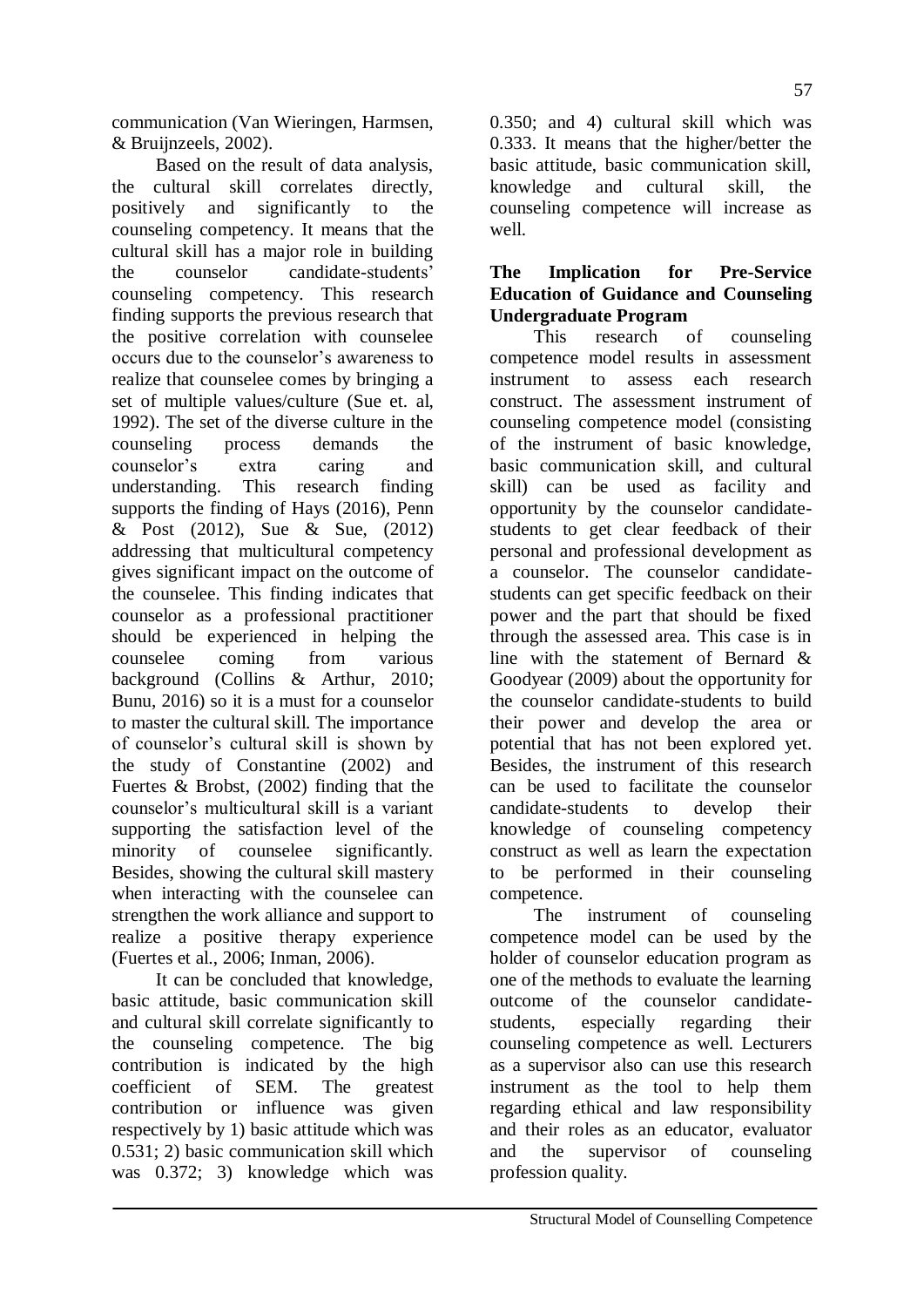communication (Van Wieringen, Harmsen, & Bruijnzeels, 2002).

Based on the result of data analysis, the cultural skill correlates directly, positively and significantly to the counseling competency. It means that the cultural skill has a major role in building the counselor candidate-students' counseling competency. This research finding supports the previous research that the positive correlation with counselee occurs due to the counselor's awareness to realize that counselee comes by bringing a set of multiple values/culture (Sue et. al, 1992). The set of the diverse culture in the counseling process demands the counselor's extra caring and understanding. This research finding supports the finding of Hays (2016), Penn & Post (2012), Sue & Sue, (2012) addressing that multicultural competency gives significant impact on the outcome of the counselee. This finding indicates that counselor as a professional practitioner should be experienced in helping the counselee coming from various background (Collins & Arthur, 2010; Bunu, 2016) so it is a must for a counselor to master the cultural skill. The importance of counselor's cultural skill is shown by the study of Constantine (2002) and Fuertes & Brobst, (2002) finding that the counselor's multicultural skill is a variant supporting the satisfaction level of the minority of counselee significantly. Besides, showing the cultural skill mastery when interacting with the counselee can strengthen the work alliance and support to realize a positive therapy experience (Fuertes et al., 2006; Inman, 2006).

It can be concluded that knowledge, basic attitude, basic communication skill and cultural skill correlate significantly to the counseling competence. The big contribution is indicated by the high coefficient of SEM. The greatest contribution or influence was given respectively by 1) basic attitude which was 0.531; 2) basic communication skill which was 0.372; 3) knowledge which was 0.350; and 4) cultural skill which was 0.333. It means that the higher/better the basic attitude, basic communication skill, knowledge and cultural skill, the counseling competence will increase as well.

**The Implication for Pre-Service Education of Guidance and Counseling Undergraduate Program**

This research of counseling competence model results in assessment instrument to assess each research construct. The assessment instrument of counseling competence model (consisting of the instrument of basic knowledge, basic communication skill, and cultural skill) can be used as facility and opportunity by the counselor candidate-students to get clear feedback of their personal and professional development as a counselor. The counselor candidate-students can get specific feedback on their power and the part that should be fixed through the assessed area. This case is in line with the statement of Bernard & Goodyear (2009) about the opportunity for the counselor candidate-students to build their power and develop the area or potential that has not been explored yet. Besides, the instrument of this research can be used to facilitate the counselor candidate-students to develop their knowledge of counseling competency construct as well as learn the expectation to be performed in their counseling competence.

The instrument of counseling competence model can be used by the holder of counselor education program as one of the methods to evaluate the learning outcome of the counselor candidate-students, especially regarding their counseling competence as well. Lecturers as a supervisor also can use this research instrument as the tool to help them regarding ethical and law responsibility and their roles as an educator, evaluator and the supervisor of counseling profession quality.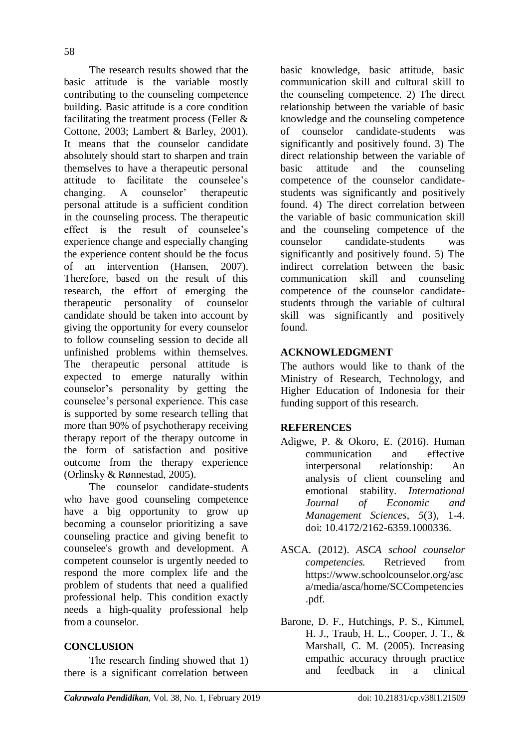The research results showed that the basic attitude is the variable mostly contributing to the counseling competence building. Basic attitude is a core condition facilitating the treatment process (Feller & Cottone, 2003; Lambert & Barley, 2001). It means that the counselor candidate absolutely should start to sharpen and train themselves to have a therapeutic personal attitude to facilitate the counselee's changing. A counselor' therapeutic personal attitude is a sufficient condition in the counseling process. The therapeutic effect is the result of counselee's experience change and especially changing the experience content should be the focus of an intervention (Hansen, 2007). Therefore, based on the result of this research, the effort of emerging the therapeutic personality of counselor candidate should be taken into account by giving the opportunity for every counselor to follow counseling session to decide all unfinished problems within themselves. The therapeutic personal attitude is expected to emerge naturally within counselor's personality by getting the counselee's personal experience. This case is supported by some research telling that more than 90% of psychotherapy receiving therapy report of the therapy outcome in the form of satisfaction and positive outcome from the therapy experience (Orlinsky & Rønnestad, 2005).

The counselor candidate-students who have good counseling competence have a big opportunity to grow up becoming a counselor prioritizing a save counseling practice and giving benefit to counselee's growth and development. A competent counselor is urgently needed to respond the more complex life and the problem of students that need a qualified professional help. This condition exactly needs a high-quality professional help from a counselor.

## CONCLUSION

The research finding showed that 1) there is a significant correlation between basic knowledge, basic attitude, basic communication skill and cultural skill to the counseling competence. 2) The direct relationship between the variable of basic knowledge and the counseling competence of counselor candidate-students was significantly and positively found. 3) The direct relationship between the variable of basic attitude and the counseling competence of the counselor candidate-students was significantly and positively found. 4) The direct correlation between the variable of basic communication skill and the counseling competence of the counselor candidate-students was significantly and positively found. 5) The indirect correlation between the basic communication skill and counseling competence of the counselor candidate-students through the variable of cultural skill was significantly and positively found.

## ACKNOWLEDGMENT

The authors would like to thank of the Ministry of Research, Technology, and Higher Education of Indonesia for their funding support of this research.

## REFERENCES

Adigwe, P. & Okoro, E. (2016). Human communication and effective interpersonal relationship: An analysis of client counseling and emotional stability. *International Journal of Economic and Management Sciences*, *5*(3), 1-4. doi: 10.4172/2162-6359.1000336.

ASCA. (2012). *ASCA school counselor competencies.* Retrieved from https://www.schoolcounselor.org/asca/media/asca/home/SCCompetencies.pdf.

Barone, D. F., Hutchings, P. S., Kimmel, H. J., Traub, H. L., Cooper, J. T., & Marshall, C. M. (2005). Increasing empathic accuracy through practice and feedback in a clinical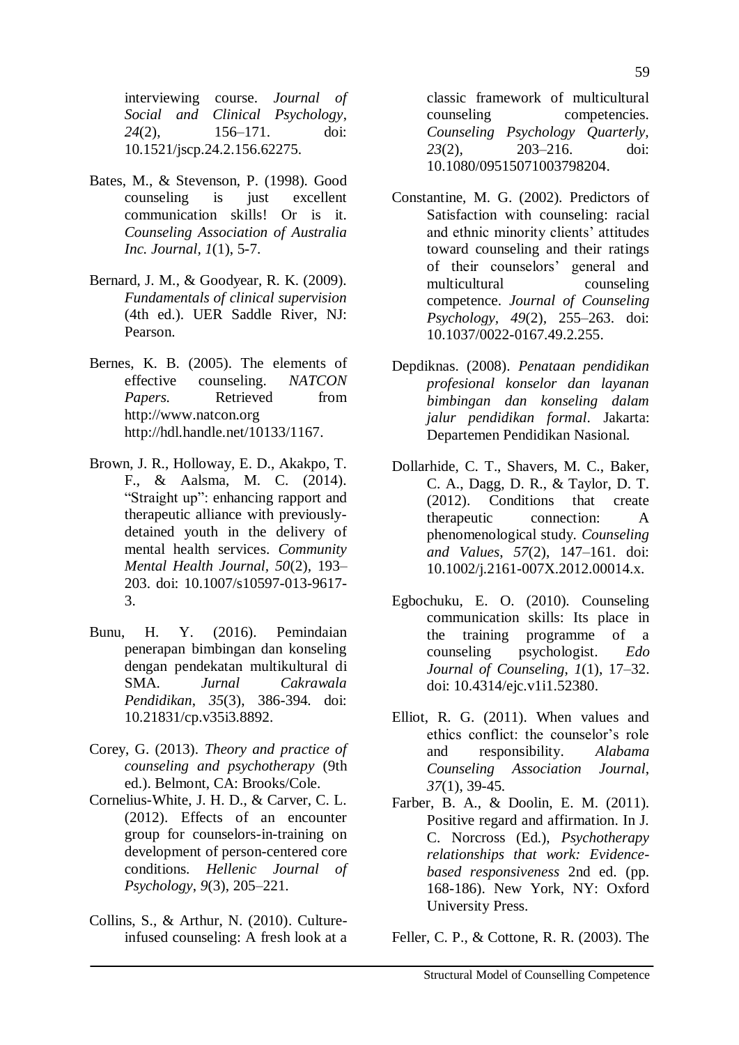interviewing course. *Journal of Social and Clinical Psychology*, *24*(2), 156–171. doi: 10.1521/jscp.24.2.156.62275.

Bates, M., & Stevenson, P. (1998). Good counseling is just excellent communication skills! Or is it. *Counseling Association of Australia Inc. Journal, 1*(1), 5-7.

Bernard, J. M., & Goodyear, R. K. (2009). *Fundamentals of clinical supervision* (4th ed.). UER Saddle River, NJ: Pearson.

Bernes, K. B. (2005). The elements of effective counseling. *NATCON Papers.* Retrieved from http://www.natcon.org http://hdl.handle.net/10133/1167.

Brown, J. R., Holloway, E. D., Akakpo, T. F., & Aalsma, M. C. (2014). "Straight up": enhancing rapport and therapeutic alliance with previously-detained youth in the delivery of mental health services. *Community Mental Health Journal*, *50*(2), 193–203. doi: 10.1007/s10597-013-9617-3.

Bunu, H. Y. (2016). Pemindaian penerapan bimbingan dan konseling dengan pendekatan multikultural di SMA. *Jurnal Cakrawala Pendidikan*, *35*(3), 386-394. doi: 10.21831/cp.v35i3.8892.

Corey, G. (2013). *Theory and practice of counseling and psychotherapy* (9th ed.). Belmont, CA: Brooks/Cole.

Cornelius-White, J. H. D., & Carver, C. L. (2012). Effects of an encounter group for counselors-in-training on development of person-centered core conditions. *Hellenic Journal of Psychology*, *9*(3), 205–221.

Collins, S., & Arthur, N. (2010). Culture-infused counseling: A fresh look at a classic framework of multicultural counseling competencies. *Counseling Psychology Quarterly, 23*(2), 203–216. doi: 10.1080/09515071003798204.

Constantine, M. G. (2002). Predictors of Satisfaction with counseling: racial and ethnic minority clients' attitudes toward counseling and their ratings of their counselors' general and multicultural counseling competence. *Journal of Counseling Psychology*, *49*(2), 255–263. doi: 10.1037/0022-0167.49.2.255.

Depdiknas. (2008). *Penataan pendidikan profesional konselor dan layanan bimbingan dan konseling dalam jalur pendidikan formal*. Jakarta: Departemen Pendidikan Nasional.

Dollarhide, C. T., Shavers, M. C., Baker, C. A., Dagg, D. R., & Taylor, D. T. (2012). Conditions that create therapeutic connection: A phenomenological study. *Counseling and Values*, *57*(2), 147–161. doi: 10.1002/j.2161-007X.2012.00014.x.

Egbochuku, E. O. (2010). Counseling communication skills: Its place in the training programme of a counseling psychologist. *Edo Journal of Counseling*, *1*(1), 17–32. doi: 10.4314/ejc.v1i1.52380.

Elliot, R. G. (2011). When values and ethics conflict: the counselor's role and responsibility. *Alabama Counseling Association Journal*, *37*(1), 39-45.

Farber, B. A., & Doolin, E. M. (2011). Positive regard and affirmation. In J. C. Norcross (Ed.), *Psychotherapy relationships that work: Evidence-based responsiveness* 2nd ed. (pp. 168-186). New York, NY: Oxford University Press.

Feller, C. P., & Cottone, R. R. (2003). The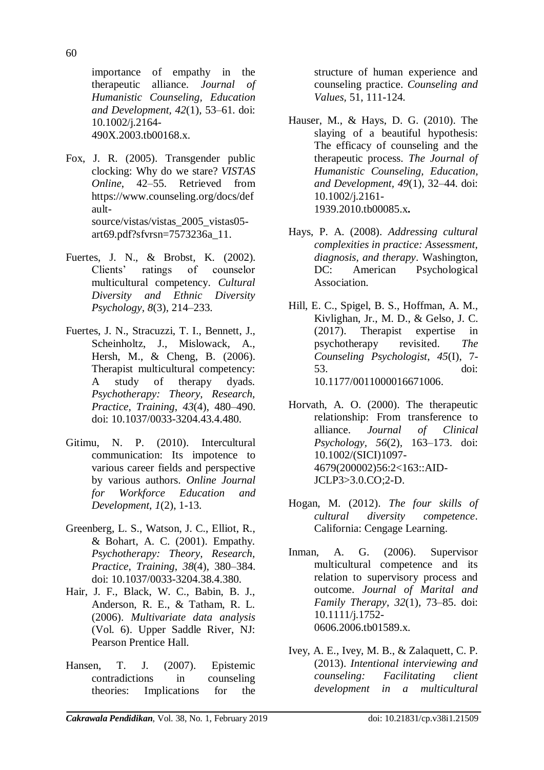importance of empathy in the therapeutic alliance. *Journal of Humanistic Counseling, Education and Development, 42*(1), 53–61. doi: 10.1002/j.2164-490X.2003.tb00168.x.

Fox, J. R. (2005). Transgender public clocking: Why do we stare? *VISTAS Online*, 42–55. Retrieved from https://www.counseling.org/docs/default-source/vistas/vistas_2005_vistas05-art69.pdf?sfvrsn=7573236a_11.

Fuertes, J. N., & Brobst, K. (2002). Clients' ratings of counselor multicultural competency. *Cultural Diversity and Ethnic Diversity Psychology, 8*(3), 214–233.

Fuertes, J. N., Stracuzzi, T. I., Bennett, J., Scheinholtz, J., Mislowack, A., Hersh, M., & Cheng, B. (2006). Therapist multicultural competency: A study of therapy dyads. *Psychotherapy: Theory, Research, Practice, Training, 43*(4), 480–490. doi: 10.1037/0033-3204.43.4.480.

Gitimu, N. P. (2010). Intercultural communication: Its impotence to various career fields and perspective by various authors. *Online Journal for Workforce Education and Development, 1*(2), 1-13.

Greenberg, L. S., Watson, J. C., Elliot, R., & Bohart, A. C. (2001). Empathy. *Psychotherapy: Theory, Research, Practice, Training, 38*(4), 380–384. doi: 10.1037/0033-3204.38.4.380.

Hair, J. F., Black, W. C., Babin, B. J., Anderson, R. E., & Tatham, R. L. (2006). *Multivariate data analysis* (Vol. 6). Upper Saddle River, NJ: Pearson Prentice Hall.

Hansen, T. J. (2007). Epistemic contradictions in counseling theories: Implications for the structure of human experience and counseling practice. *Counseling and Values,* 51, 111-124.

Hauser, M., & Hays, D. G. (2010). The slaying of a beautiful hypothesis: The efficacy of counseling and the therapeutic process. *The Journal of Humanistic Counseling, Education, and Development, 49*(1), 32–44. doi: 10.1002/j.2161-1939.2010.tb00085.x**.**

Hays, P. A. (2008). *Addressing cultural complexities in practice: Assessment, diagnosis, and therapy*. Washington, DC: American Psychological Association.

Hill, E. C., Spigel, B. S., Hoffman, A. M., Kivlighan, Jr., M. D., & Gelso, J. C. (2017). Therapist expertise in psychotherapy revisited. *The Counseling Psychologist, 45*(I), 7-53. doi: 10.1177/0011000016671006.

Horvath, A. O. (2000). The therapeutic relationship: From transference to alliance. *Journal of Clinical Psychology, 56*(2), 163–173. doi: 10.1002/(SICI)1097-4679(200002)56:2<163::AID-JCLP3>3.0.CO;2-D.

Hogan, M. (2012). *The four skills of cultural diversity competence*. California: Cengage Learning.

Inman, A. G. (2006). Supervisor multicultural competence and its relation to supervisory process and outcome. *Journal of Marital and Family Therapy, 32*(1), 73–85. doi: 10.1111/j.1752-0606.2006.tb01589.x.

Ivey, A. E., Ivey, M. B., & Zalaquett, C. P. (2013). *Intentional interviewing and counseling: Facilitating client development in a multicultural*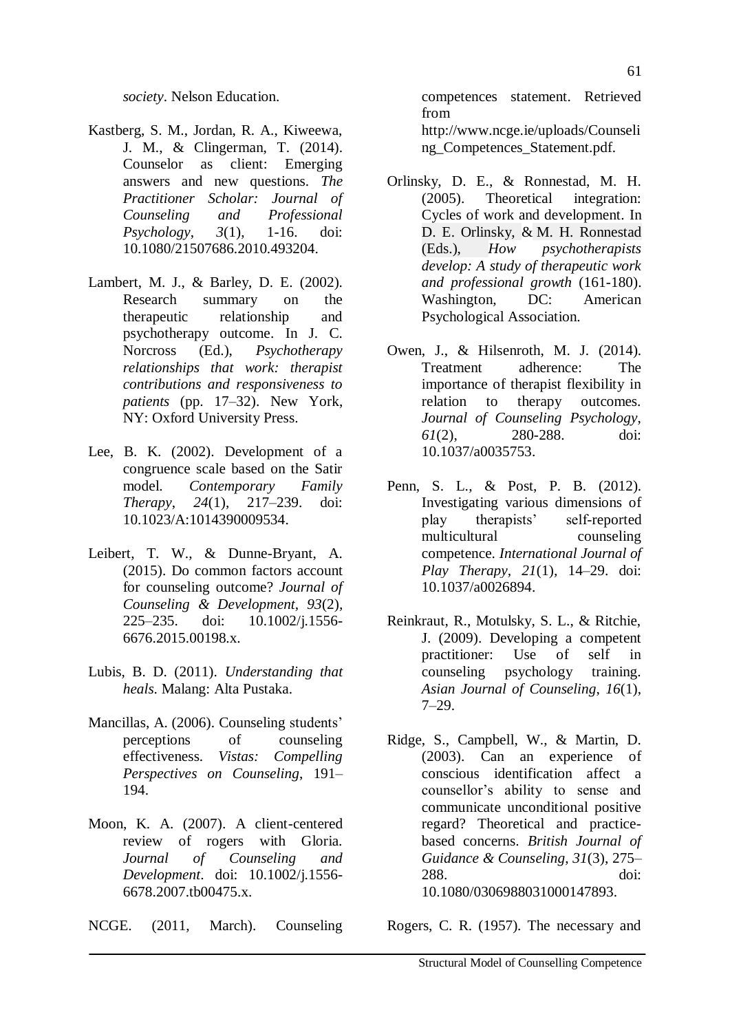*society*. Nelson Education.

Kastberg, S. M., Jordan, R. A., Kiweewa, J. M., & Clingerman, T. (2014). Counselor as client: Emerging answers and new questions. *The Practitioner Scholar: Journal of Counseling and Professional Psychology*, *3*(1), 1-16. doi: 10.1080/21507686.2010.493204.

Lambert, M. J., & Barley, D. E. (2002). Research summary on the therapeutic relationship and psychotherapy outcome. In J. C. Norcross (Ed.), *Psychotherapy relationships that work: therapist contributions and responsiveness to patients* (pp. 17–32). New York, NY: Oxford University Press.

Lee, B. K. (2002). Development of a congruence scale based on the Satir model. *Contemporary Family Therapy*, *24*(1), 217–239. doi: 10.1023/A:1014390009534.

Leibert, T. W., & Dunne-Bryant, A. (2015). Do common factors account for counseling outcome? *Journal of Counseling & Development*, *93*(2), 225–235. doi: 10.1002/j.1556-6676.2015.00198.x.

Lubis, B. D. (2011). *Understanding that heals*. Malang: Alta Pustaka.

Mancillas, A. (2006). Counseling students' perceptions of counseling effectiveness. *Vistas: Compelling Perspectives on Counseling*, 191–194.

Moon, K. A. (2007). A client-centered review of rogers with Gloria. *Journal of Counseling and Development*. doi: 10.1002/j.1556-6678.2007.tb00475.x.

NCGE. (2011, March). Counseling competences statement. Retrieved from http://www.ncge.ie/uploads/Counseling_Competences_Statement.pdf.

Orlinsky, D. E., & Ronnestad, M. H. (2005). Theoretical integration: Cycles of work and development. In D. E. Orlinsky, & M. H. Ronnestad (Eds.), *How psychotherapists develop: A study of therapeutic work and professional growth* (161-180). Washington, DC: American Psychological Association.

Owen, J., & Hilsenroth, M. J. (2014). Treatment adherence: The importance of therapist flexibility in relation to therapy outcomes. *Journal of Counseling Psychology*, *61*(2), 280-288. doi: 10.1037/a0035753.

Penn, S. L., & Post, P. B. (2012). Investigating various dimensions of play therapists' self-reported multicultural counseling competence. *International Journal of Play Therapy*, *21*(1), 14–29. doi: 10.1037/a0026894.

Reinkraut, R., Motulsky, S. L., & Ritchie, J. (2009). Developing a competent practitioner: Use of self in counseling psychology training. *Asian Journal of Counseling*, *16*(1), 7–29.

Ridge, S., Campbell, W., & Martin, D. (2003). Can an experience of conscious identification affect a counsellor's ability to sense and communicate unconditional positive regard? Theoretical and practice-based concerns. *British Journal of Guidance & Counseling*, *31*(3), 275–288. doi: 10.1080/0306988031000147893.

Rogers, C. R. (1957). The necessary and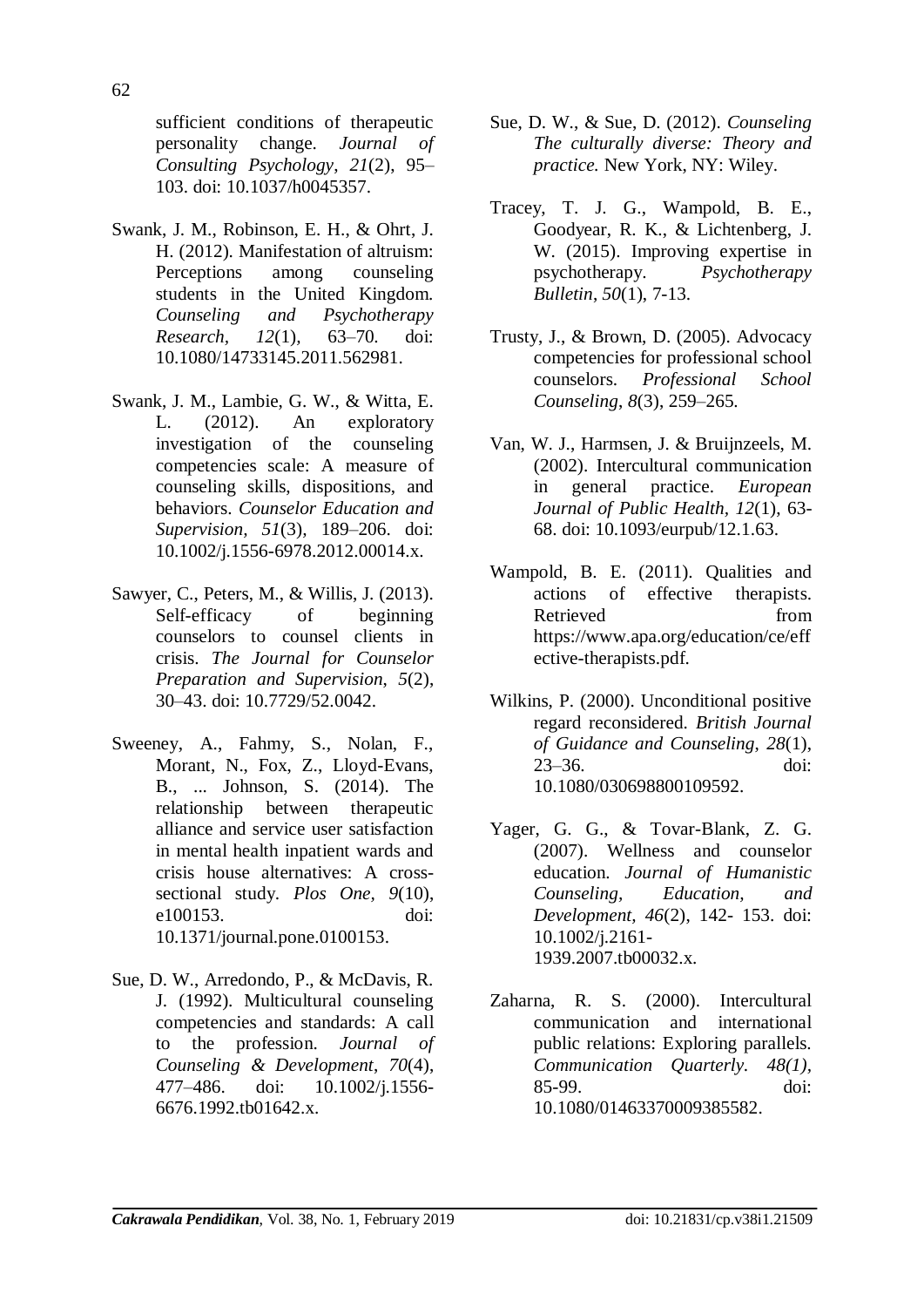sufficient conditions of therapeutic personality change. *Journal of Consulting Psychology*, *21*(2), 95–103. doi: 10.1037/h0045357.

Swank, J. M., Robinson, E. H., & Ohrt, J. H. (2012). Manifestation of altruism: Perceptions among counseling students in the United Kingdom. *Counseling and Psychotherapy Research*, *12*(1), 63–70. doi: 10.1080/14733145.2011.562981.

Swank, J. M., Lambie, G. W., & Witta, E. L. (2012). An exploratory investigation of the counseling competencies scale: A measure of counseling skills, dispositions, and behaviors. *Counselor Education and Supervision*, *51*(3), 189–206. doi: 10.1002/j.1556-6978.2012.00014.x.

Sawyer, C., Peters, M., & Willis, J. (2013). Self-efficacy of beginning counselors to counsel clients in crisis. *The Journal for Counselor Preparation and Supervision*, *5*(2), 30–43. doi: 10.7729/52.0042.

Sweeney, A., Fahmy, S., Nolan, F., Morant, N., Fox, Z., Lloyd-Evans, B., ... Johnson, S. (2014). The relationship between therapeutic alliance and service user satisfaction in mental health inpatient wards and crisis house alternatives: A cross-sectional study. *Plos One*, *9*(10), e100153. doi: 10.1371/journal.pone.0100153.

Sue, D. W., Arredondo, P., & McDavis, R. J. (1992). Multicultural counseling competencies and standards: A call to the profession. *Journal of Counseling & Development*, *70*(4), 477–486. doi: 10.1002/j.1556-6676.1992.tb01642.x.

Sue, D. W., & Sue, D. (2012). *Counseling The culturally diverse: Theory and practice.* New York, NY: Wiley.

Tracey, T. J. G., Wampold, B. E., Goodyear, R. K., & Lichtenberg, J. W. (2015). Improving expertise in psychotherapy. *Psychotherapy Bulletin*, *50*(1), 7-13.

Trusty, J., & Brown, D. (2005). Advocacy competencies for professional school counselors. *Professional School Counseling*, *8*(3), 259–265.

Van, W. J., Harmsen, J. & Bruijnzeels, M. (2002). Intercultural communication in general practice. *European Journal of Public Health*, *12*(1), 63-68. doi: 10.1093/eurpub/12.1.63.

Wampold, B. E. (2011). Qualities and actions of effective therapists. Retrieved from https://www.apa.org/education/ce/effective-therapists.pdf.

Wilkins, P. (2000). Unconditional positive regard reconsidered. *British Journal of Guidance and Counseling*, *28*(1), 23–36. doi: 10.1080/030698800109592.

Yager, G. G., & Tovar-Blank, Z. G. (2007). Wellness and counselor education. *Journal of Humanistic Counseling, Education, and Development*, *46*(2), 142- 153. doi: 10.1002/j.2161-1939.2007.tb00032.x.

Zaharna, R. S. (2000). Intercultural communication and international public relations: Exploring parallels. *Communication Quarterly. 48(1)*, 85-99. doi: 10.1080/01463370009385582.